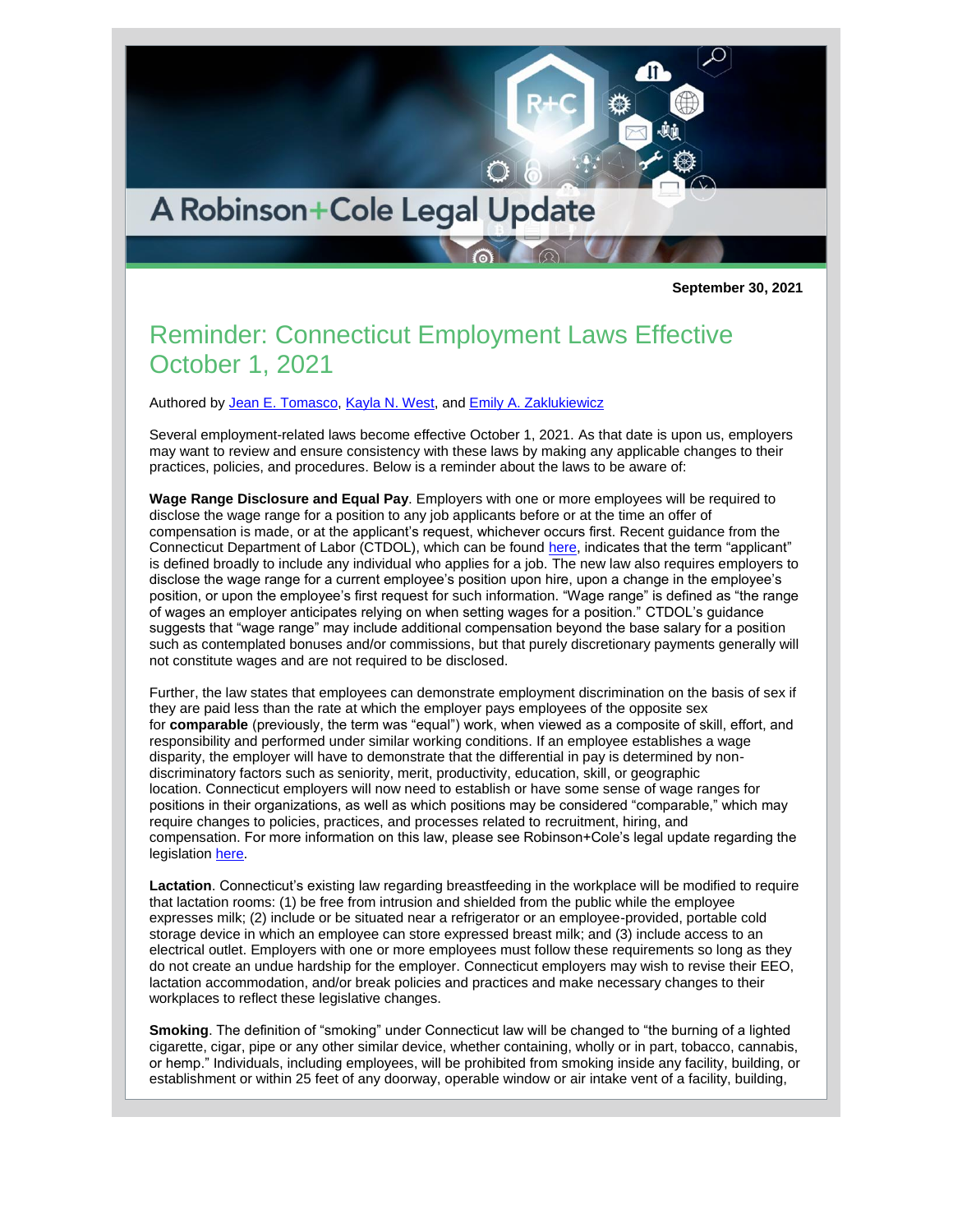A Robinson+Cole Legal Update

**September 30, 2021**

# Reminder: Connecticut Employment Laws Effective October 1, 2021

Authored by Jean E. Tomasco, Kayla N. West, and Emily A. Zaklukiewicz

Several employment-related laws become effective October 1, 2021. As that date is upon us, employers may want to review and ensure consistency with these laws by making any applicable changes to their practices, policies, and procedures. Below is a reminder about the laws to be aware of:

**Wage Range Disclosure and Equal Pay**. Employers with one or more employees will be required to disclose the wage range for a position to any job applicants before or at the time an offer of compensation is made, or at the applicant's request, whichever occurs first. Recent guidance from the Connecticut Department of Labor (CTDOL), which can be found here, indicates that the term "applicant" is defined broadly to include any individual who applies for a job. The new law also requires employers to disclose the wage range for a current employee's position upon hire, upon a change in the employee's position, or upon the employee's first request for such information. "Wage range" is defined as "the range of wages an employer anticipates relying on when setting wages for a position." CTDOL's guidance suggests that "wage range" may include additional compensation beyond the base salary for a position such as contemplated bonuses and/or commissions, but that purely discretionary payments generally will not constitute wages and are not required to be disclosed.

Further, the law states that employees can demonstrate employment discrimination on the basis of sex if they are paid less than the rate at which the employer pays employees of the opposite sex for **comparable** (previously, the term was "equal") work, when viewed as a composite of skill, effort, and responsibility and performed under similar working conditions. If an employee establishes a wage disparity, the employer will have to demonstrate that the differential in pay is determined by non-discriminatory factors such as seniority, merit, productivity, education, skill, or geographic location. Connecticut employers will now need to establish or have some sense of wage ranges for positions in their organizations, as well as which positions may be considered "comparable," which may require changes to policies, practices, and processes related to recruitment, hiring, and compensation. For more information on this law, please see Robinson+Cole's legal update regarding the legislation here.

**Lactation**. Connecticut's existing law regarding breastfeeding in the workplace will be modified to require that lactation rooms: (1) be free from intrusion and shielded from the public while the employee expresses milk; (2) include or be situated near a refrigerator or an employee-provided, portable cold storage device in which an employee can store expressed breast milk; and (3) include access to an electrical outlet. Employers with one or more employees must follow these requirements so long as they do not create an undue hardship for the employer. Connecticut employers may wish to revise their EEO, lactation accommodation, and/or break policies and practices and make necessary changes to their workplaces to reflect these legislative changes.

**Smoking**. The definition of "smoking" under Connecticut law will be changed to "the burning of a lighted cigarette, cigar, pipe or any other similar device, whether containing, wholly or in part, tobacco, cannabis, or hemp." Individuals, including employees, will be prohibited from smoking inside any facility, building, or establishment or within 25 feet of any doorway, operable window or air intake vent of a facility, building,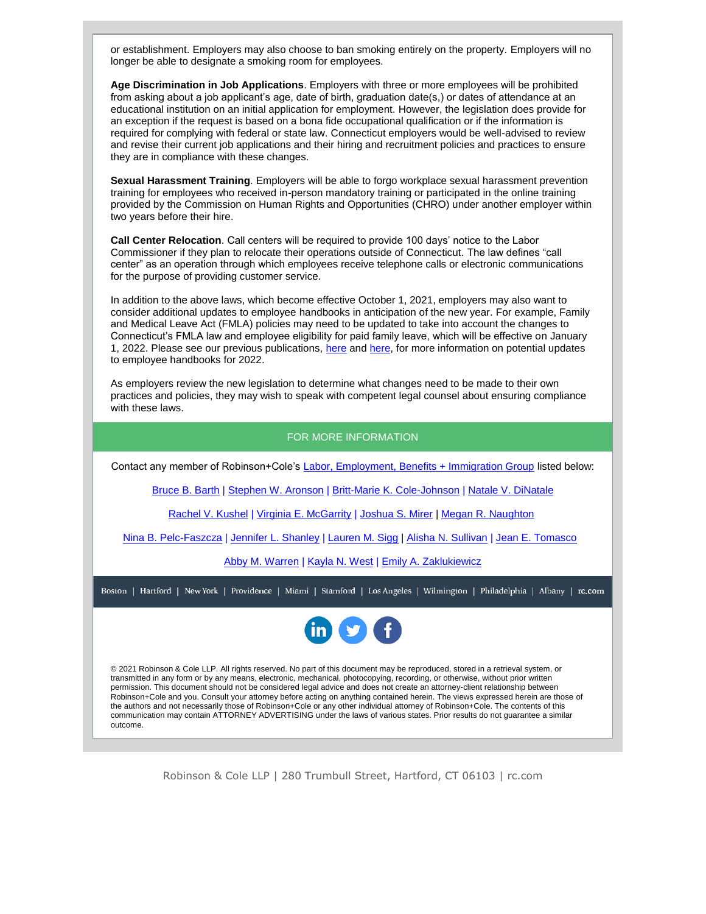or establishment. Employers may also choose to ban smoking entirely on the property. Employers will no longer be able to designate a smoking room for employees.

**Age Discrimination in Job Applications**. Employers with three or more employees will be prohibited from asking about a job applicant's age, date of birth, graduation date(s,) or dates of attendance at an educational institution on an initial application for employment. However, the legislation does provide for an exception if the request is based on a bona fide occupational qualification or if the information is required for complying with federal or state law. Connecticut employers would be well-advised to review and revise their current job applications and their hiring and recruitment policies and practices to ensure they are in compliance with these changes.

**Sexual Harassment Training**. Employers will be able to forgo workplace sexual harassment prevention training for employees who received in-person mandatory training or participated in the online training provided by the Commission on Human Rights and Opportunities (CHRO) under another employer within two years before their hire.

**Call Center Relocation**. Call centers will be required to provide 100 days' notice to the Labor Commissioner if they plan to relocate their operations outside of Connecticut. The law defines "call center" as an operation through which employees receive telephone calls or electronic communications for the purpose of providing customer service.

In addition to the above laws, which become effective October 1, 2021, employers may also want to consider additional updates to employee handbooks in anticipation of the new year. For example, Family and Medical Leave Act (FMLA) policies may need to be updated to take into account the changes to Connecticut's FMLA law and employee eligibility for paid family leave, which will be effective on January 1, 2022. Please see our previous publications, here and here, for more information on potential updates to employee handbooks for 2022.

As employers review the new legislation to determine what changes need to be made to their own practices and policies, they may wish to speak with competent legal counsel about ensuring compliance with these laws.

## FOR MORE INFORMATION

Contact any member of Robinson+Cole's Labor, Employment, Benefits + Immigration Group listed below:

Bruce B. Barth | Stephen W. Aronson | Britt-Marie K. Cole-Johnson | Natale V. DiNatale

Rachel V. Kushel | Virginia E. McGarrity | Joshua S. Mirer | Megan R. Naughton

Nina B. Pelc-Faszcza | Jennifer L. Shanley | Lauren M. Sigg | Alisha N. Sullivan | Jean E. Tomasco

Abby M. Warren | Kayla N. West | Emily A. Zaklukiewicz

Boston | Hartford | New York | Providence | Miami | Stamford | Los Angeles | Wilmington | Philadelphia | Albany | rc.com

© 2021 Robinson & Cole LLP. All rights reserved. No part of this document may be reproduced, stored in a retrieval system, or transmitted in any form or by any means, electronic, mechanical, photocopying, recording, or otherwise, without prior written permission. This document should not be considered legal advice and does not create an attorney-client relationship between Robinson+Cole and you. Consult your attorney before acting on anything contained herein. The views expressed herein are those of the authors and not necessarily those of Robinson+Cole or any other individual attorney of Robinson+Cole. The contents of this communication may contain ATTORNEY ADVERTISING under the laws of various states. Prior results do not guarantee a similar outcome.

Robinson & Cole LLP | 280 Trumbull Street, Hartford, CT 06103 | rc.com